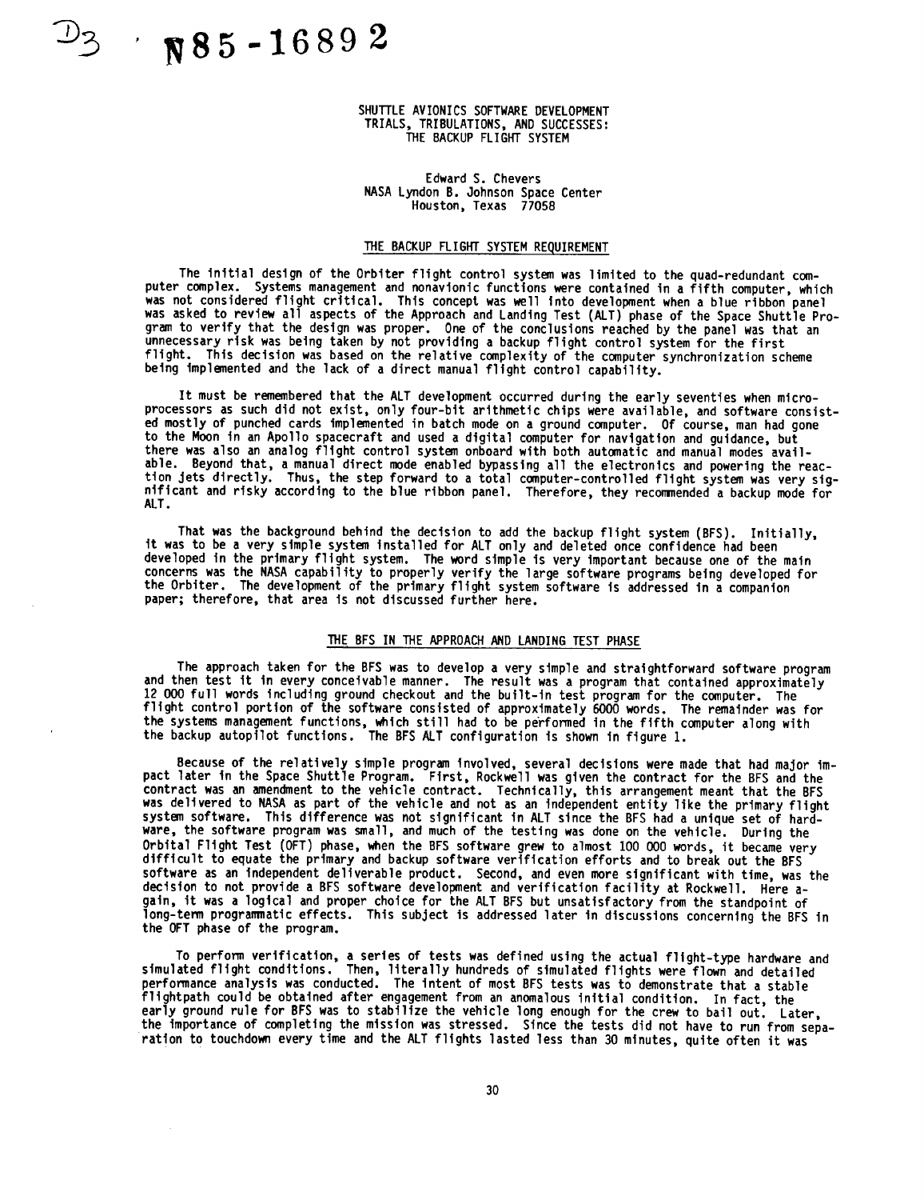D3 N85-16892

# SHUTTLE AVIONICS SOFTWARE DEVELOPMENT TRIALS, TRIBULATIONS, AND SUCCESSES: THE BACKUP FLIGHT SYSTEM

Edward S. Chevers
NASA Lyndon B. Johnson Space Center
Houston, Texas 77058

## THE BACKUP FLIGHT SYSTEM REQUIREMENT

The initial design of the Orbiter flight control system was limited to the quad-redundant computer complex. Systems management and nonavionic functions were contained in a fifth computer, which was not considered flight critical. This concept was well into development when a blue ribbon panel was asked to review all aspects of the Approach and Landing Test (ALT) phase of the Space Shuttle Program to verify that the design was proper. One of the conclusions reached by the panel was that an unnecessary risk was being taken by not providing a backup flight control system for the first flight. This decision was based on the relative complexity of the computer synchronization scheme being implemented and the lack of a direct manual flight control capability.

It must be remembered that the ALT development occurred during the early seventies when microprocessors as such did not exist, only four-bit arithmetic chips were available, and software consisted mostly of punched cards implemented in batch mode on a ground computer. Of course, man had gone to the Moon in an Apollo spacecraft and used a digital computer for navigation and guidance, but there was also an analog flight control system onboard with both automatic and manual modes available. Beyond that, a manual direct mode enabled bypassing all the electronics and powering the reaction jets directly. Thus, the step forward to a total computer-controlled flight system was very significant and risky according to the blue ribbon panel. Therefore, they recommended a backup mode for ALT.

That was the background behind the decision to add the backup flight system (BFS). Initially, it was to be a very simple system installed for ALT only and deleted once confidence had been developed in the primary flight system. The word simple is very important because one of the main concerns was the NASA capability to properly verify the large software programs being developed for the Orbiter. The development of the primary flight system software is addressed in a companion paper; therefore, that area is not discussed further here.

## THE BFS IN THE APPROACH AND LANDING TEST PHASE

The approach taken for the BFS was to develop a very simple and straightforward software program and then test it in every conceivable manner. The result was a program that contained approximately 12 000 full words including ground checkout and the built-in test program for the computer. The flight control portion of the software consisted of approximately 6000 words. The remainder was for the systems management functions, which still had to be performed in the fifth computer along with the backup autopilot functions. The BFS ALT configuration is shown in figure 1.

Because of the relatively simple program involved, several decisions were made that had major impact later in the Space Shuttle Program. First, Rockwell was given the contract for the BFS and the contract was an amendment to the vehicle contract. Technically, this arrangement meant that the BFS was delivered to NASA as part of the vehicle and not as an independent entity like the primary flight system software. This difference was not significant in ALT since the BFS had a unique set of hardware, the software program was small, and much of the testing was done on the vehicle. During the Orbital Flight Test (OFT) phase, when the BFS software grew to almost 100 000 words, it became very difficult to equate the primary and backup software verification efforts and to break out the BFS software as an independent deliverable product. Second, and even more significant with time, was the decision to not provide a BFS software development and verification facility at Rockwell. Here again, it was a logical and proper choice for the ALT BFS but unsatisfactory from the standpoint of long-term programmatic effects. This subject is addressed later in discussions concerning the BFS in the OFT phase of the program.

To perform verification, a series of tests was defined using the actual flight-type hardware and simulated flight conditions. Then, literally hundreds of simulated flights were flown and detailed performance analysis was conducted. The intent of most BFS tests was to demonstrate that a stable flightpath could be obtained after engagement from an anomalous initial condition. In fact, the early ground rule for BFS was to stabilize the vehicle long enough for the crew to bail out. Later, the importance of completing the mission was stressed. Since the tests did not have to run from separation to touchdown every time and the ALT flights lasted less than 30 minutes, quite often it was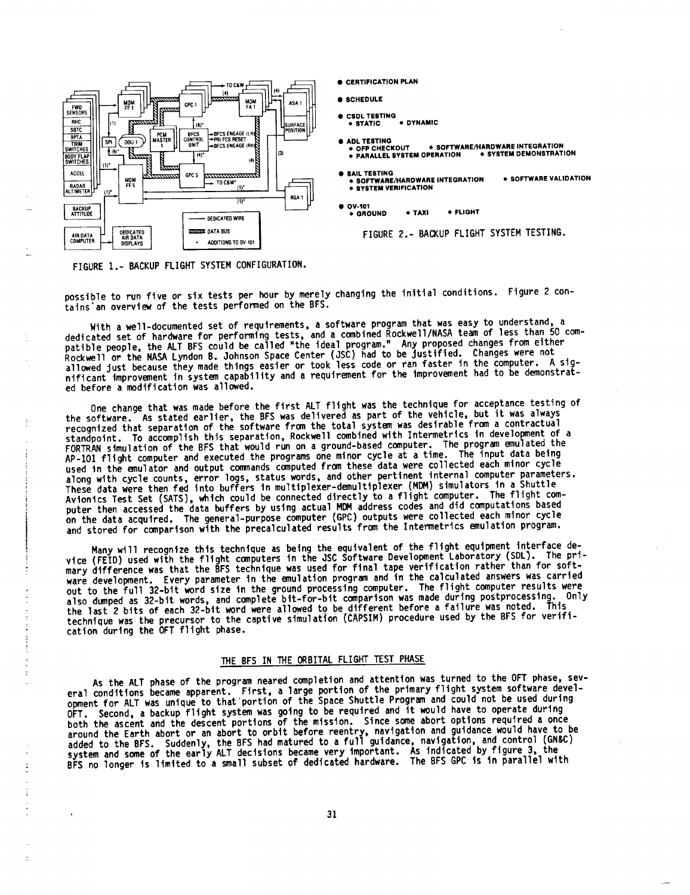FIGURE 1.- BACKUP FLIGHT SYSTEM CONFIGURATION.

- CERTIFICATION PLAN
- SCHEDULE
- CSDL TESTING
  - STATIC
  - DYNAMIC
- ADL TESTING
  - OFP CHECKOUT
  - SOFTWARE/HARDWARE INTEGRATION
  - PARALLEL SYSTEM OPERATION
  - SYSTEM DEMONSTRATION
- SAIL TESTING
  - SOFTWARE/HARDWARE INTEGRATION
  - SOFTWARE VALIDATION
  - SYSTEM VERIFICATION
- OV-101
  - GROUND
  - TAXI
  - FLIGHT

FIGURE 2.- BACKUP FLIGHT SYSTEM TESTING.

possible to run five or six tests per hour by merely changing the initial conditions. Figure 2 contains an overview of the tests performed on the BFS.

With a well-documented set of requirements, a software program that was easy to understand, a dedicated set of hardware for performing tests, and a combined Rockwell/NASA team of less than 50 compatible people, the ALT BFS could be called "the ideal program." Any proposed changes from either Rockwell or the NASA Lyndon B. Johnson Space Center (JSC) had to be justified. Changes were not allowed just because they made things easier or took less code or ran faster in the computer. A significant improvement in system capability and a requirement for the improvement had to be demonstrated before a modification was allowed.

One change that was made before the first ALT flight was the technique for acceptance testing of the software. As stated earlier, the BFS was delivered as part of the vehicle, but it was always recognized that separation of the software from the total system was desirable from a contractual standpoint. To accomplish this separation, Rockwell combined with Intermetrics in development of a FORTRAN simulation of the BFS that would run on a ground-based computer. The program emulated the AP-101 flight computer and executed the programs one minor cycle at a time. The input data being used in the emulator and output commands computed from these data were collected each minor cycle along with cycle counts, error logs, status words, and other pertinent internal computer parameters. These data were then fed into buffers in multiplexer-demultiplexer (MDM) simulators in a Shuttle Avionics Test Set (SATS), which could be connected directly to a flight computer. The flight computer then accessed the data buffers by using actual MDM address codes and did computations based on the data acquired. The general-purpose computer (GPC) outputs were collected each minor cycle and stored for comparison with the precalculated results from the Intermetrics emulation program.

Many will recognize this technique as being the equivalent of the flight equipment interface device (FEID) used with the flight computers in the JSC Software Development Laboratory (SDL). The primary difference was that the BFS technique was used for final tape verification rather than for software development. Every parameter in the emulation program and in the calculated answers was carried out to the full 32-bit word size in the ground processing computer. The flight computer results were also dumped as 32-bit words, and complete bit-for-bit comparison was made during postprocessing. Only the last 2 bits of each 32-bit word were allowed to be different before a failure was noted. This technique was the precursor to the captive simulation (CAPSIM) procedure used by the BFS for verification during the OFT flight phase.

## THE BFS IN THE ORBITAL FLIGHT TEST PHASE

As the ALT phase of the program neared completion and attention was turned to the OFT phase, several conditions became apparent. First, a large portion of the primary flight system software development for ALT was unique to that portion of the Space Shuttle Program and could not be used during OFT. Second, a backup flight system was going to be required and it would have to operate during both the ascent and the descent portions of the mission. Since some abort options required a once around the Earth abort or an abort to orbit before reentry, navigation and guidance would have to be added to the BFS. Suddenly, the BFS had matured to a full guidance, navigation, and control (GN&C) system and some of the early ALT decisions became very important. As indicated by figure 3, the BFS no longer is limited to a small subset of dedicated hardware. The BFS GPC is in parallel with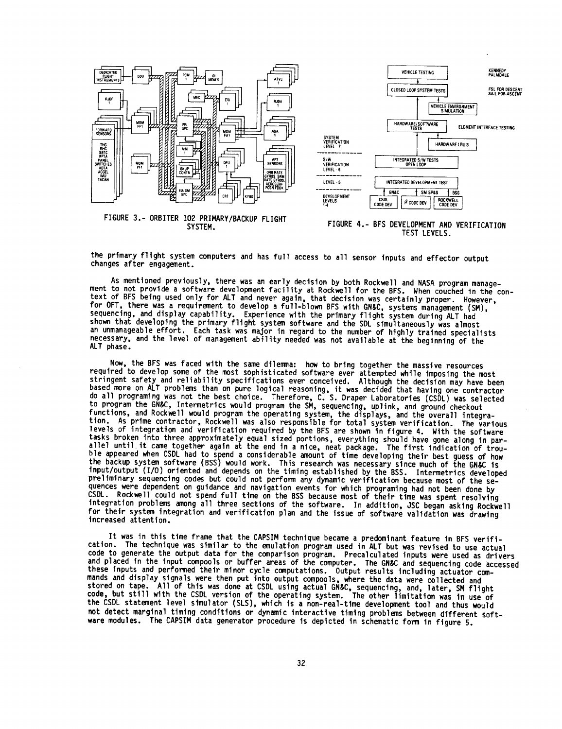FIGURE 3.- ORBITER 102 PRIMARY/BACKUP FLIGHT SYSTEM.

FIGURE 4.- BFS DEVELOPMENT AND VERIFICATION TEST LEVELS.

the primary flight system computers and has full access to all sensor inputs and effector output changes after engagement.

As mentioned previously, there was an early decision by both Rockwell and NASA program management to not provide a software development facility at Rockwell for the BFS. When couched in the context of BFS being used only for ALT and never again, that decision was certainly proper. However, for OFT, there was a requirement to develop a full-blown BFS with GN&C, systems management (SM), sequencing, and display capability. Experience with the primary flight system during ALT had shown that developing the primary flight system software and the SDL simultaneously was almost an unmanageable effort. Each task was major in regard to the number of highly trained specialists necessary, and the level of management ability needed was not available at the beginning of the ALT phase.

Now, the BFS was faced with the same dilemma: how to bring together the massive resources required to develop some of the most sophisticated software ever attempted while imposing the most stringent safety and reliability specifications ever conceived. Although the decision may have been based more on ALT problems than on pure logical reasoning, it was decided that having one contractor do all programing was not the best choice. Therefore, C. S. Draper Laboratories (CSDL) was selected to program the GN&C, Intermetrics would program the SM, sequencing, uplink, and ground checkout functions, and Rockwell would program the operating system, the displays, and the overall integration. As prime contractor, Rockwell was also responsible for total system verification. The various levels of integration and verification required by the BFS are shown in figure 4. With the software tasks broken into three approximately equal sized portions, everything should have gone along in parallel until it came together again at the end in a nice, neat package. The first indication of trouble appeared when CSDL had to spend a considerable amount of time developing their best guess of how the backup system software (BSS) would work. This research was necessary since much of the GN&C is input/output (I/O) oriented and depends on the timing established by the BSS. Intermetrics developed preliminary sequencing codes but could not perform any dynamic verification because most of the sequences were dependent on guidance and navigation events for which programing had not been done by CSDL. Rockwell could not spend full time on the BSS because most of their time was spent resolving integration problems among all three sections of the software. In addition, JSC began asking Rockwell for their system integration and verification plan and the issue of software validation was drawing increased attention.

It was in this time frame that the CAPSIM technique became a predominant feature in BFS verification. The technique was similar to the emulation program used in ALT but was revised to use actual code to generate the output data for the comparison program. Precalculated inputs were used as drivers and placed in the input compools or buffer areas of the computer. The GN&C and sequencing code accessed these inputs and performed their minor cycle computations. Output results including actuator commands and display signals were then put into output compools, where the data were collected and stored on tape. All of this was done at CSDL using actual GN&C, sequencing, and, later, SM flight code, but still with the CSDL version of the operating system. The other limitation was in use of the CSDL statement level simulator (SLS), which is a non-real-time development tool and thus would not detect marginal timing conditions or dynamic interactive timing problems between different software modules. The CAPSIM data generator procedure is depicted in schematic form in figure 5.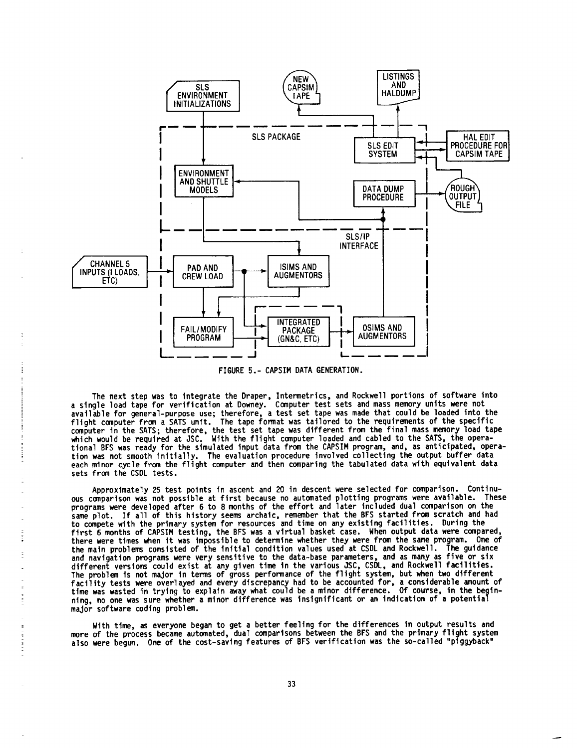FIGURE 5.- CAPSIM DATA GENERATION.

The next step was to integrate the Draper, Intermetrics, and Rockwell portions of software into a single load tape for verification at Downey. Computer test sets and mass memory units were not available for general-purpose use; therefore, a test set tape was made that could be loaded into the flight computer from a SATS unit. The tape format was tailored to the requirements of the specific computer in the SATS; therefore, the test set tape was different from the final mass memory load tape which would be required at JSC. With the flight computer loaded and cabled to the SATS, the operational BFS was ready for the simulated input data from the CAPSIM program, and, as anticipated, operation was not smooth initially. The evaluation procedure involved collecting the output buffer data each minor cycle from the flight computer and then comparing the tabulated data with equivalent data sets from the CSDL tests.

Approximately 25 test points in ascent and 20 in descent were selected for comparison. Continuous comparison was not possible at first because no automated plotting programs were available. These programs were developed after 6 to 8 months of the effort and later included dual comparison on the same plot. If all of this history seems archaic, remember that the BFS started from scratch and had to compete with the primary system for resources and time on any existing facilities. During the first 6 months of CAPSIM testing, the BFS was a virtual basket case. When output data were compared, there were times when it was impossible to determine whether they were from the same program. One of the main problems consisted of the initial condition values used at CSDL and Rockwell. The guidance and navigation programs were very sensitive to the data-base parameters, and as many as five or six different versions could exist at any given time in the various JSC, CSDL, and Rockwell facilities. The problem is not major in terms of gross performance of the flight system, but when two different facility tests were overlayed and every discrepancy had to be accounted for, a considerable amount of time was wasted in trying to explain away what could be a minor difference. Of course, in the beginning, no one was sure whether a minor difference was insignificant or an indication of a potential major software coding problem.

With time, as everyone began to get a better feeling for the differences in output results and more of the process became automated, dual comparisons between the BFS and the primary flight system also were begun. One of the cost-saving features of BFS verification was the so-called "piggyback"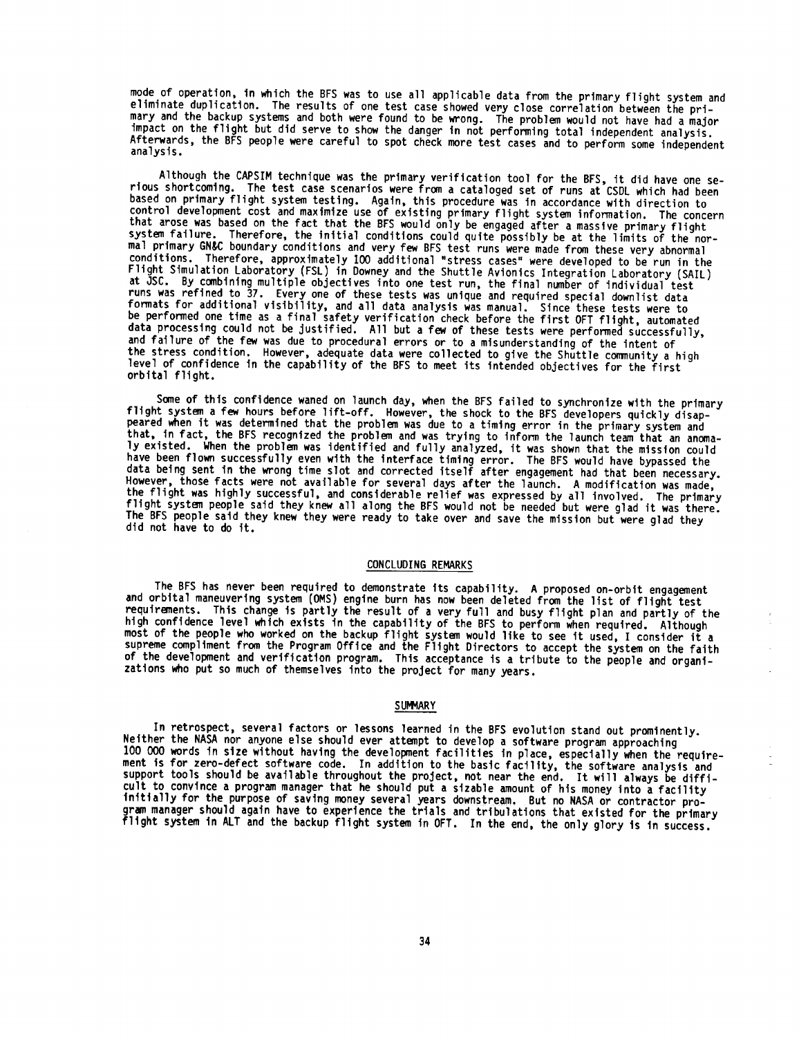mode of operation, in which the BFS was to use all applicable data from the primary flight system and eliminate duplication. The results of one test case showed very close correlation between the primary and the backup systems and both were found to be wrong. The problem would not have had a major impact on the flight but did serve to show the danger in not performing total independent analysis. Afterwards, the BFS people were careful to spot check more test cases and to perform some independent analysis.

Although the CAPSIM technique was the primary verification tool for the BFS, it did have one serious shortcoming. The test case scenarios were from a cataloged set of runs at CSDL which had been based on primary flight system testing. Again, this procedure was in accordance with direction to control development cost and maximize use of existing primary flight system information. The concern that arose was based on the fact that the BFS would only be engaged after a massive primary flight system failure. Therefore, the initial conditions could quite possibly be at the limits of the normal primary GN&C boundary conditions and very few BFS test runs were made from these very abnormal conditions. Therefore, approximately 100 additional "stress cases" were developed to be run in the Flight Simulation Laboratory (FSL) in Downey and the Shuttle Avionics Integration Laboratory (SAIL) at JSC. By combining multiple objectives into one test run, the final number of individual test runs was refined to 37. Every one of these tests was unique and required special downlist data formats for additional visibility, and all data analysis was manual. Since these tests were to be performed one time as a final safety verification check before the first OFT flight, automated data processing could not be justified. All but a few of these tests were performed successfully, and failure of the few was due to procedural errors or to a misunderstanding of the intent of the stress condition. However, adequate data were collected to give the Shuttle community a high level of confidence in the capability of the BFS to meet its intended objectives for the first orbital flight.

Some of this confidence waned on launch day, when the BFS failed to synchronize with the primary flight system a few hours before lift-off. However, the shock to the BFS developers quickly disappeared when it was determined that the problem was due to a timing error in the primary system and that, in fact, the BFS recognized the problem and was trying to inform the launch team that an anomaly existed. When the problem was identified and fully analyzed, it was shown that the mission could have been flown successfully even with the interface timing error. The BFS would have bypassed the data being sent in the wrong time slot and corrected itself after engagement had that been necessary. However, those facts were not available for several days after the launch. A modification was made, the flight was highly successful, and considerable relief was expressed by all involved. The primary flight system people said they knew all along the BFS would not be needed but were glad it was there. The BFS people said they knew they were ready to take over and save the mission but were glad they did not have to do it.

## CONCLUDING REMARKS

The BFS has never been required to demonstrate its capability. A proposed on-orbit engagement and orbital maneuvering system (OMS) engine burn has now been deleted from the list of flight test requirements. This change is partly the result of a very full and busy flight plan and partly of the high confidence level which exists in the capability of the BFS to perform when required. Although most of the people who worked on the backup flight system would like to see it used, I consider it a supreme compliment from the Program Office and the Flight Directors to accept the system on the faith of the development and verification program. This acceptance is a tribute to the people and organizations who put so much of themselves into the project for many years.

## SUMMARY

In retrospect, several factors or lessons learned in the BFS evolution stand out prominently. Neither the NASA nor anyone else should ever attempt to develop a software program approaching 100 000 words in size without having the development facilities in place, especially when the requirement is for zero-defect software code. In addition to the basic facility, the software analysis and support tools should be available throughout the project, not near the end. It will always be difficult to convince a program manager that he should put a sizable amount of his money into a facility initially for the purpose of saving money several years downstream. But no NASA or contractor program manager should again have to experience the trials and tribulations that existed for the primary flight system in ALT and the backup flight system in OFT. In the end, the only glory is in success.